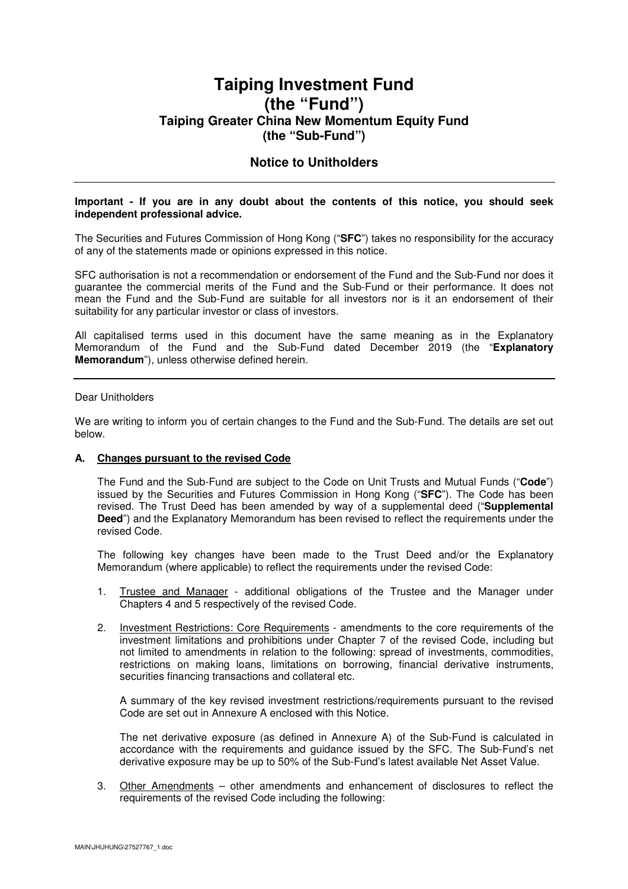# Taiping Investment Fund
# (the "Fund")
## Taiping Greater China New Momentum Equity Fund
## (the "Sub-Fund")

### Notice to Unitholders

---

**Important - If you are in any doubt about the contents of this notice, you should seek independent professional advice.**

The Securities and Futures Commission of Hong Kong ("**SFC**") takes no responsibility for the accuracy of any of the statements made or opinions expressed in this notice.

SFC authorisation is not a recommendation or endorsement of the Fund and the Sub-Fund nor does it guarantee the commercial merits of the Fund and the Sub-Fund or their performance. It does not mean the Fund and the Sub-Fund are suitable for all investors nor is it an endorsement of their suitability for any particular investor or class of investors.

All capitalised terms used in this document have the same meaning as in the Explanatory Memorandum of the Fund and the Sub-Fund dated December 2019 (the "**Explanatory Memorandum**"), unless otherwise defined herein.

---

Dear Unitholders

We are writing to inform you of certain changes to the Fund and the Sub-Fund. The details are set out below.

**A. Changes pursuant to the revised Code**

The Fund and the Sub-Fund are subject to the Code on Unit Trusts and Mutual Funds ("**Code**") issued by the Securities and Futures Commission in Hong Kong ("**SFC**"). The Code has been revised. The Trust Deed has been amended by way of a supplemental deed ("**Supplemental Deed**") and the Explanatory Memorandum has been revised to reflect the requirements under the revised Code.

The following key changes have been made to the Trust Deed and/or the Explanatory Memorandum (where applicable) to reflect the requirements under the revised Code:

1. Trustee and Manager - additional obligations of the Trustee and the Manager under Chapters 4 and 5 respectively of the revised Code.

2. Investment Restrictions: Core Requirements - amendments to the core requirements of the investment limitations and prohibitions under Chapter 7 of the revised Code, including but not limited to amendments in relation to the following: spread of investments, commodities, restrictions on making loans, limitations on borrowing, financial derivative instruments, securities financing transactions and collateral etc.

   A summary of the key revised investment restrictions/requirements pursuant to the revised Code are set out in Annexure A enclosed with this Notice.

   The net derivative exposure (as defined in Annexure A) of the Sub-Fund is calculated in accordance with the requirements and guidance issued by the SFC. The Sub-Fund's net derivative exposure may be up to 50% of the Sub-Fund's latest available Net Asset Value.

3. Other Amendments – other amendments and enhancement of disclosures to reflect the requirements of the revised Code including the following: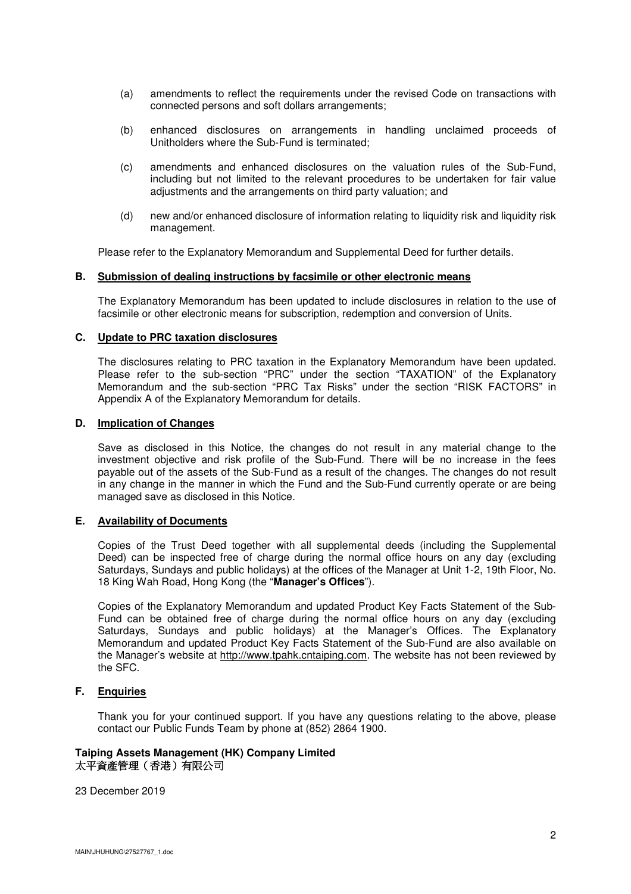(a) amendments to reflect the requirements under the revised Code on transactions with connected persons and soft dollars arrangements;

(b) enhanced disclosures on arrangements in handling unclaimed proceeds of Unitholders where the Sub-Fund is terminated;

(c) amendments and enhanced disclosures on the valuation rules of the Sub-Fund, including but not limited to the relevant procedures to be undertaken for fair value adjustments and the arrangements on third party valuation; and

(d) new and/or enhanced disclosure of information relating to liquidity risk and liquidity risk management.

Please refer to the Explanatory Memorandum and Supplemental Deed for further details.

## B. Submission of dealing instructions by facsimile or other electronic means

The Explanatory Memorandum has been updated to include disclosures in relation to the use of facsimile or other electronic means for subscription, redemption and conversion of Units.

## C. Update to PRC taxation disclosures

The disclosures relating to PRC taxation in the Explanatory Memorandum have been updated. Please refer to the sub-section "PRC" under the section "TAXATION" of the Explanatory Memorandum and the sub-section "PRC Tax Risks" under the section "RISK FACTORS" in Appendix A of the Explanatory Memorandum for details.

## D. Implication of Changes

Save as disclosed in this Notice, the changes do not result in any material change to the investment objective and risk profile of the Sub-Fund. There will be no increase in the fees payable out of the assets of the Sub-Fund as a result of the changes. The changes do not result in any change in the manner in which the Fund and the Sub-Fund currently operate or are being managed save as disclosed in this Notice.

## E. Availability of Documents

Copies of the Trust Deed together with all supplemental deeds (including the Supplemental Deed) can be inspected free of charge during the normal office hours on any day (excluding Saturdays, Sundays and public holidays) at the offices of the Manager at Unit 1-2, 19th Floor, No. 18 King Wah Road, Hong Kong (the "**Manager's Offices**").

Copies of the Explanatory Memorandum and updated Product Key Facts Statement of the Sub-Fund can be obtained free of charge during the normal office hours on any day (excluding Saturdays, Sundays and public holidays) at the Manager's Offices. The Explanatory Memorandum and updated Product Key Facts Statement of the Sub-Fund are also available on the Manager's website at http://www.tpahk.cntaiping.com. The website has not been reviewed by the SFC.

## F. Enquiries

Thank you for your continued support. If you have any questions relating to the above, please contact our Public Funds Team by phone at (852) 2864 1900.

**Taiping Assets Management (HK) Company Limited**
**太平資產管理（香港）有限公司**

23 December 2019

MAIN\JHUHUNG\27527767_1.doc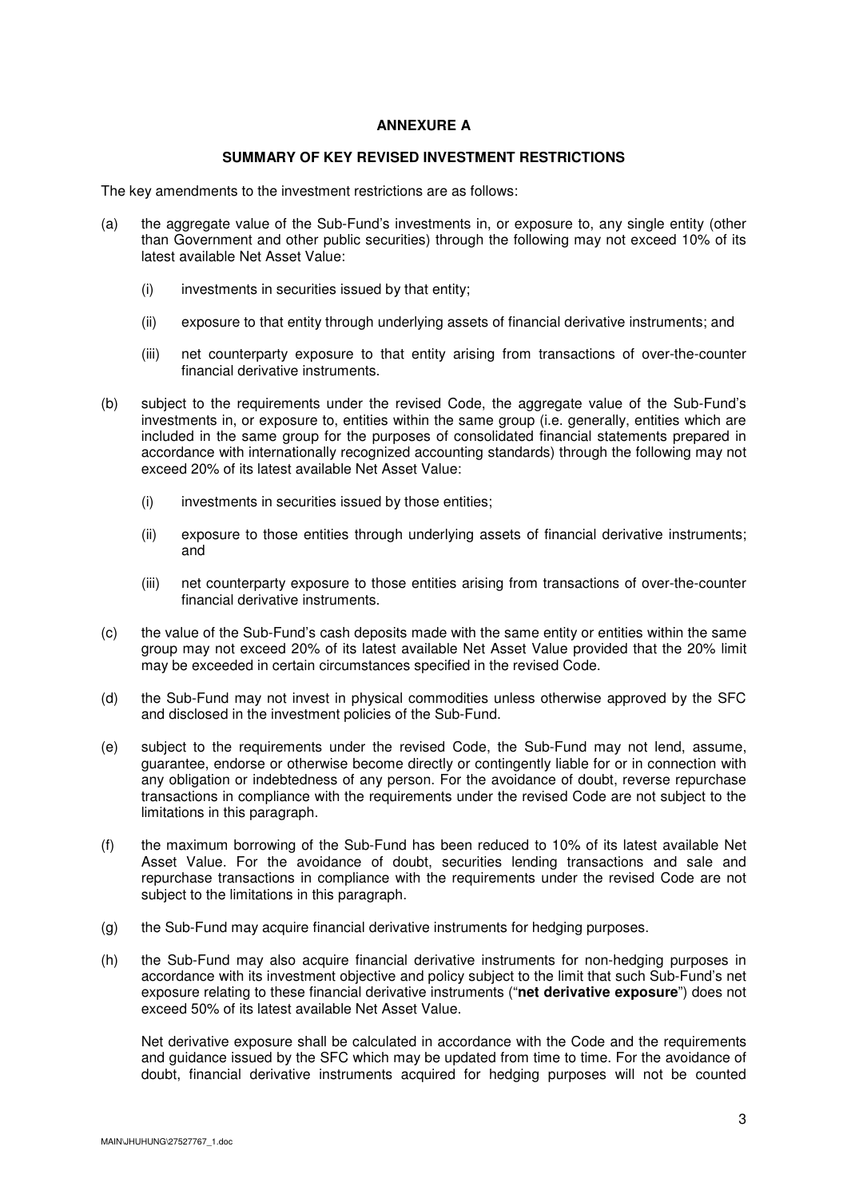# ANNEXURE A

## SUMMARY OF KEY REVISED INVESTMENT RESTRICTIONS

The key amendments to the investment restrictions are as follows:

(a) the aggregate value of the Sub-Fund's investments in, or exposure to, any single entity (other than Government and other public securities) through the following may not exceed 10% of its latest available Net Asset Value:

   (i) investments in securities issued by that entity;

   (ii) exposure to that entity through underlying assets of financial derivative instruments; and

   (iii) net counterparty exposure to that entity arising from transactions of over-the-counter financial derivative instruments.

(b) subject to the requirements under the revised Code, the aggregate value of the Sub-Fund's investments in, or exposure to, entities within the same group (i.e. generally, entities which are included in the same group for the purposes of consolidated financial statements prepared in accordance with internationally recognized accounting standards) through the following may not exceed 20% of its latest available Net Asset Value:

   (i) investments in securities issued by those entities;

   (ii) exposure to those entities through underlying assets of financial derivative instruments; and

   (iii) net counterparty exposure to those entities arising from transactions of over-the-counter financial derivative instruments.

(c) the value of the Sub-Fund's cash deposits made with the same entity or entities within the same group may not exceed 20% of its latest available Net Asset Value provided that the 20% limit may be exceeded in certain circumstances specified in the revised Code.

(d) the Sub-Fund may not invest in physical commodities unless otherwise approved by the SFC and disclosed in the investment policies of the Sub-Fund.

(e) subject to the requirements under the revised Code, the Sub-Fund may not lend, assume, guarantee, endorse or otherwise become directly or contingently liable for or in connection with any obligation or indebtedness of any person. For the avoidance of doubt, reverse repurchase transactions in compliance with the requirements under the revised Code are not subject to the limitations in this paragraph.

(f) the maximum borrowing of the Sub-Fund has been reduced to 10% of its latest available Net Asset Value. For the avoidance of doubt, securities lending transactions and sale and repurchase transactions in compliance with the requirements under the revised Code are not subject to the limitations in this paragraph.

(g) the Sub-Fund may acquire financial derivative instruments for hedging purposes.

(h) the Sub-Fund may also acquire financial derivative instruments for non-hedging purposes in accordance with its investment objective and policy subject to the limit that such Sub-Fund's net exposure relating to these financial derivative instruments ("**net derivative exposure**") does not exceed 50% of its latest available Net Asset Value.

   Net derivative exposure shall be calculated in accordance with the Code and the requirements and guidance issued by the SFC which may be updated from time to time. For the avoidance of doubt, financial derivative instruments acquired for hedging purposes will not be counted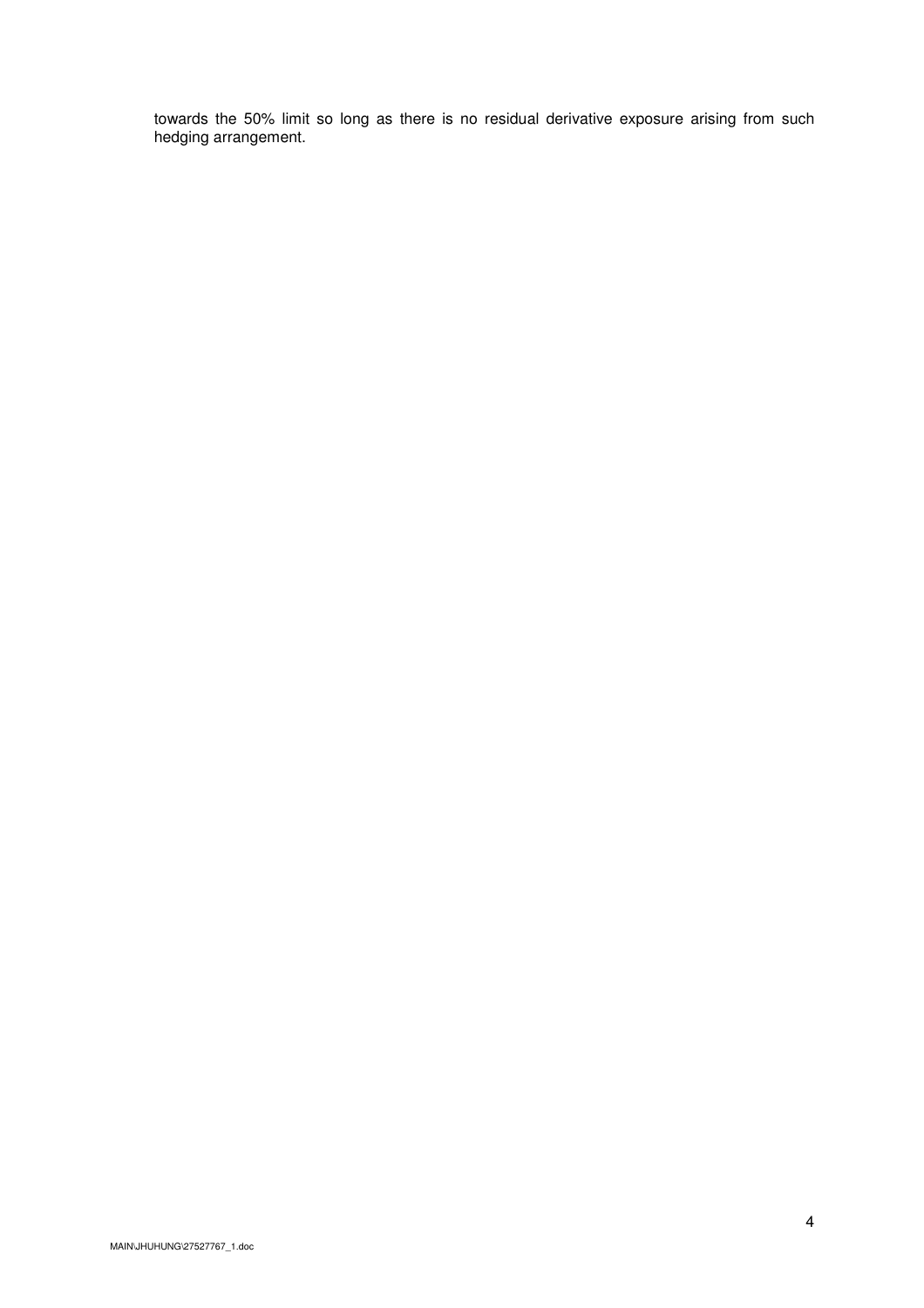towards the 50% limit so long as there is no residual derivative exposure arising from such hedging arrangement.